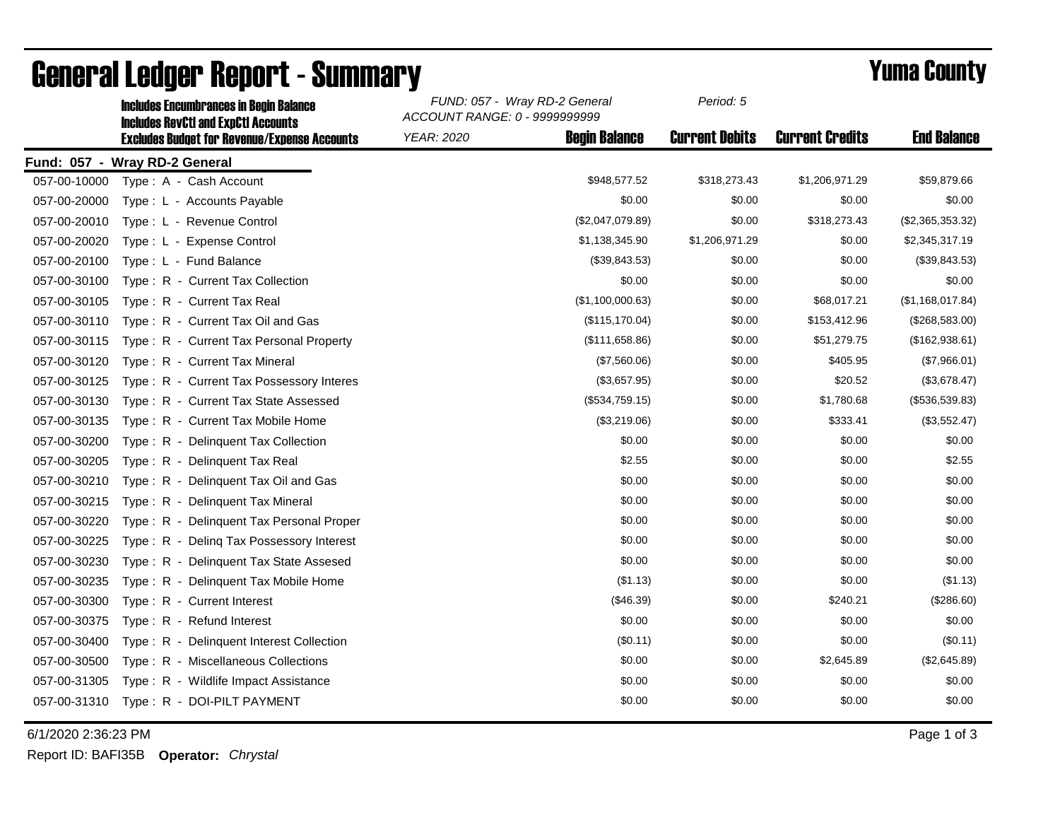# General Ledger Report - Summary

## Yuma County

**Includes Encumbrances in Begin Balance**
**Includes RevCtl and ExpCtl Accounts**
**Excludes Budget for Revenue/Expense Accounts**

*FUND: 057 - Wray RD-2 General*
*ACCOUNT RANGE: 0 - 9999999999*
*YEAR: 2020*
*Period: 5*

**Fund: 057 - Wray RD-2 General**

| Account | Description | Begin Balance | Current Debits | Current Credits | End Balance |
|---|---|---|---|---|---|
| 057-00-10000 | Type : A - Cash Account | $948,577.52 | $318,273.43 | $1,206,971.29 | $59,879.66 |
| 057-00-20000 | Type : L - Accounts Payable | $0.00 | $0.00 | $0.00 | $0.00 |
| 057-00-20010 | Type : L - Revenue Control | ($2,047,079.89) | $0.00 | $318,273.43 | ($2,365,353.32) |
| 057-00-20020 | Type : L - Expense Control | $1,138,345.90 | $1,206,971.29 | $0.00 | $2,345,317.19 |
| 057-00-20100 | Type : L - Fund Balance | ($39,843.53) | $0.00 | $0.00 | ($39,843.53) |
| 057-00-30100 | Type : R - Current Tax Collection | $0.00 | $0.00 | $0.00 | $0.00 |
| 057-00-30105 | Type : R - Current Tax Real | ($1,100,000.63) | $0.00 | $68,017.21 | ($1,168,017.84) |
| 057-00-30110 | Type : R - Current Tax Oil and Gas | ($115,170.04) | $0.00 | $153,412.96 | ($268,583.00) |
| 057-00-30115 | Type : R - Current Tax Personal Property | ($111,658.86) | $0.00 | $51,279.75 | ($162,938.61) |
| 057-00-30120 | Type : R - Current Tax Mineral | ($7,560.06) | $0.00 | $405.95 | ($7,966.01) |
| 057-00-30125 | Type : R - Current Tax Possessory Interes | ($3,657.95) | $0.00 | $20.52 | ($3,678.47) |
| 057-00-30130 | Type : R - Current Tax State Assessed | ($534,759.15) | $0.00 | $1,780.68 | ($536,539.83) |
| 057-00-30135 | Type : R - Current Tax Mobile Home | ($3,219.06) | $0.00 | $333.41 | ($3,552.47) |
| 057-00-30200 | Type : R - Delinquent Tax Collection | $0.00 | $0.00 | $0.00 | $0.00 |
| 057-00-30205 | Type : R - Delinquent Tax Real | $2.55 | $0.00 | $0.00 | $2.55 |
| 057-00-30210 | Type : R - Delinquent Tax Oil and Gas | $0.00 | $0.00 | $0.00 | $0.00 |
| 057-00-30215 | Type : R - Delinquent Tax Mineral | $0.00 | $0.00 | $0.00 | $0.00 |
| 057-00-30220 | Type : R - Delinquent Tax Personal Proper | $0.00 | $0.00 | $0.00 | $0.00 |
| 057-00-30225 | Type : R - Delinq Tax Possessory Interest | $0.00 | $0.00 | $0.00 | $0.00 |
| 057-00-30230 | Type : R - Delinquent Tax State Assesed | $0.00 | $0.00 | $0.00 | $0.00 |
| 057-00-30235 | Type : R - Delinquent Tax Mobile Home | ($1.13) | $0.00 | $0.00 | ($1.13) |
| 057-00-30300 | Type : R - Current Interest | ($46.39) | $0.00 | $240.21 | ($286.60) |
| 057-00-30375 | Type : R - Refund Interest | $0.00 | $0.00 | $0.00 | $0.00 |
| 057-00-30400 | Type : R - Delinquent Interest Collection | ($0.11) | $0.00 | $0.00 | ($0.11) |
| 057-00-30500 | Type : R - Miscellaneous Collections | $0.00 | $0.00 | $2,645.89 | ($2,645.89) |
| 057-00-31305 | Type : R - Wildlife Impact Assistance | $0.00 | $0.00 | $0.00 | $0.00 |
| 057-00-31310 | Type : R - DOI-PILT PAYMENT | $0.00 | $0.00 | $0.00 | $0.00 |

6/1/2020 2:36:23 PM

Report ID: BAFI35B **Operator:** *Chrystal*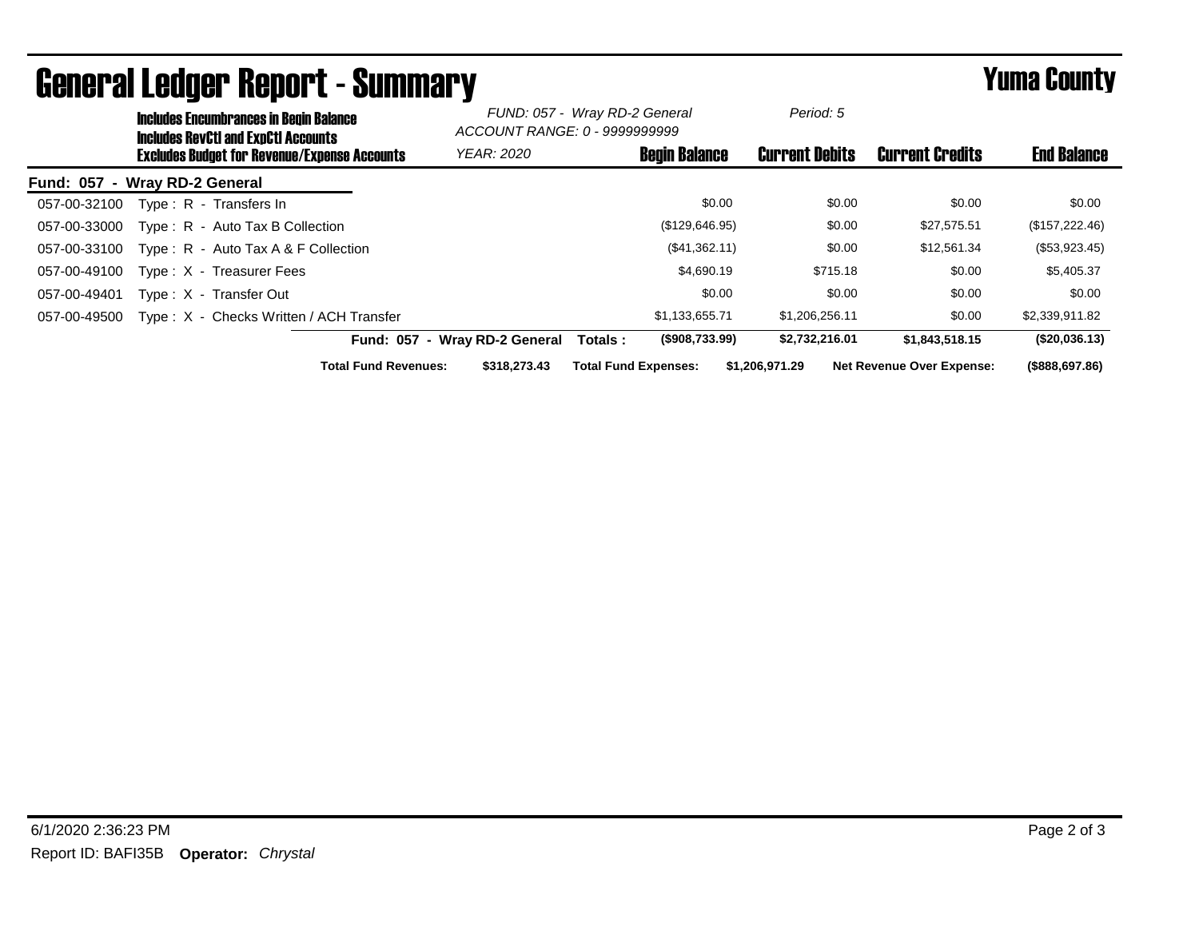# General Ledger Report - Summary

**Yuma County**

**Includes Encumbrances in Begin Balance**
**Includes RevCtl and ExpCtl Accounts**
**Excludes Budget for Revenue/Expense Accounts**

*FUND: 057 - Wray RD-2 General*
*ACCOUNT RANGE: 0 - 9999999999*
*YEAR: 2020*
*Period: 5*

**Fund: 057 - Wray RD-2 General**

| Account | Description | Begin Balance | Current Debits | Current Credits | End Balance |
|---|---|---|---|---|---|
| 057-00-32100 | Type : R - Transfers In | $0.00 | $0.00 | $0.00 | $0.00 |
| 057-00-33000 | Type : R - Auto Tax B Collection | ($129,646.95) | $0.00 | $27,575.51 | ($157,222.46) |
| 057-00-33100 | Type : R - Auto Tax A & F Collection | ($41,362.11) | $0.00 | $12,561.34 | ($53,923.45) |
| 057-00-49100 | Type : X - Treasurer Fees | $4,690.19 | $715.18 | $0.00 | $5,405.37 |
| 057-00-49401 | Type : X - Transfer Out | $0.00 | $0.00 | $0.00 | $0.00 |
| 057-00-49500 | Type : X - Checks Written / ACH Transfer | $1,133,655.71 | $1,206,256.11 | $0.00 | $2,339,911.82 |
| | **Fund: 057 - Wray RD-2 General Totals :** | **($908,733.99)** | **$2,732,216.01** | **$1,843,518.15** | **($20,036.13)** |

**Total Fund Revenues:** $318,273.43 **Total Fund Expenses:** $1,206,971.29 **Net Revenue Over Expense:** ($888,697.86)

6/1/2020 2:36:23 PM

Report ID: BAFI35B **Operator:** *Chrystal*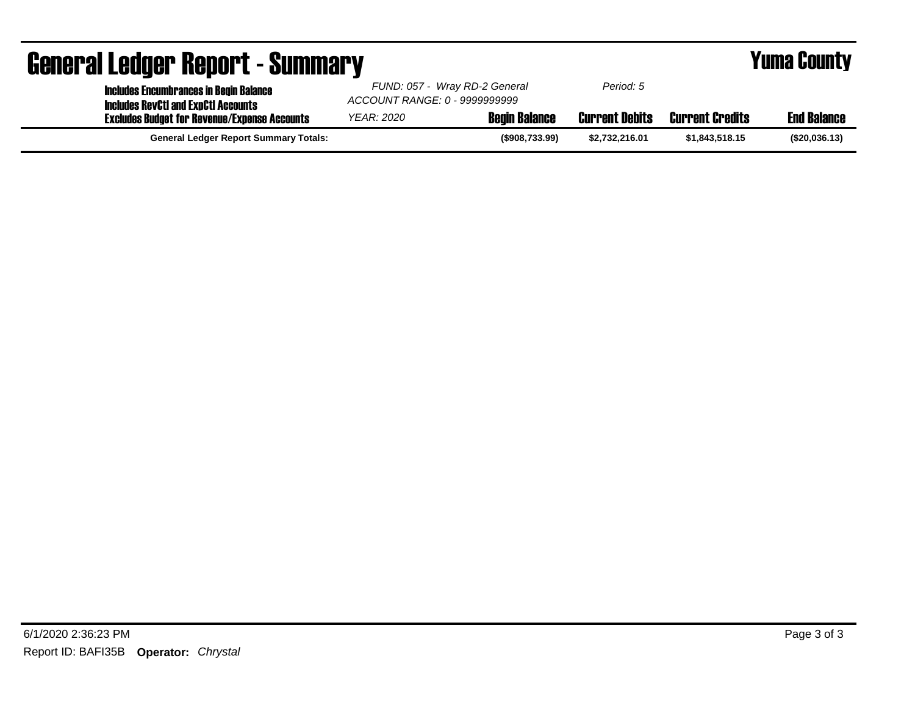# General Ledger Report - Summary

**Yuma County**

**Includes Encumbrances in Begin Balance**
**Includes RevCtl and ExpCtl Accounts**
**Excludes Budget for Revenue/Expense Accounts**

*FUND: 057 - Wray RD-2 General*
*ACCOUNT RANGE: 0 - 9999999999*
*YEAR: 2020*

*Period: 5*

| | Begin Balance | Current Debits | Current Credits | End Balance |
|---|---|---|---|---|
| **General Ledger Report Summary Totals:** | **($908,733.99)** | **$2,732,216.01** | **$1,843,518.15** | **($20,036.13)** |

6/1/2020 2:36:23 PM

Report ID: BAFI35B **Operator:** *Chrystal*